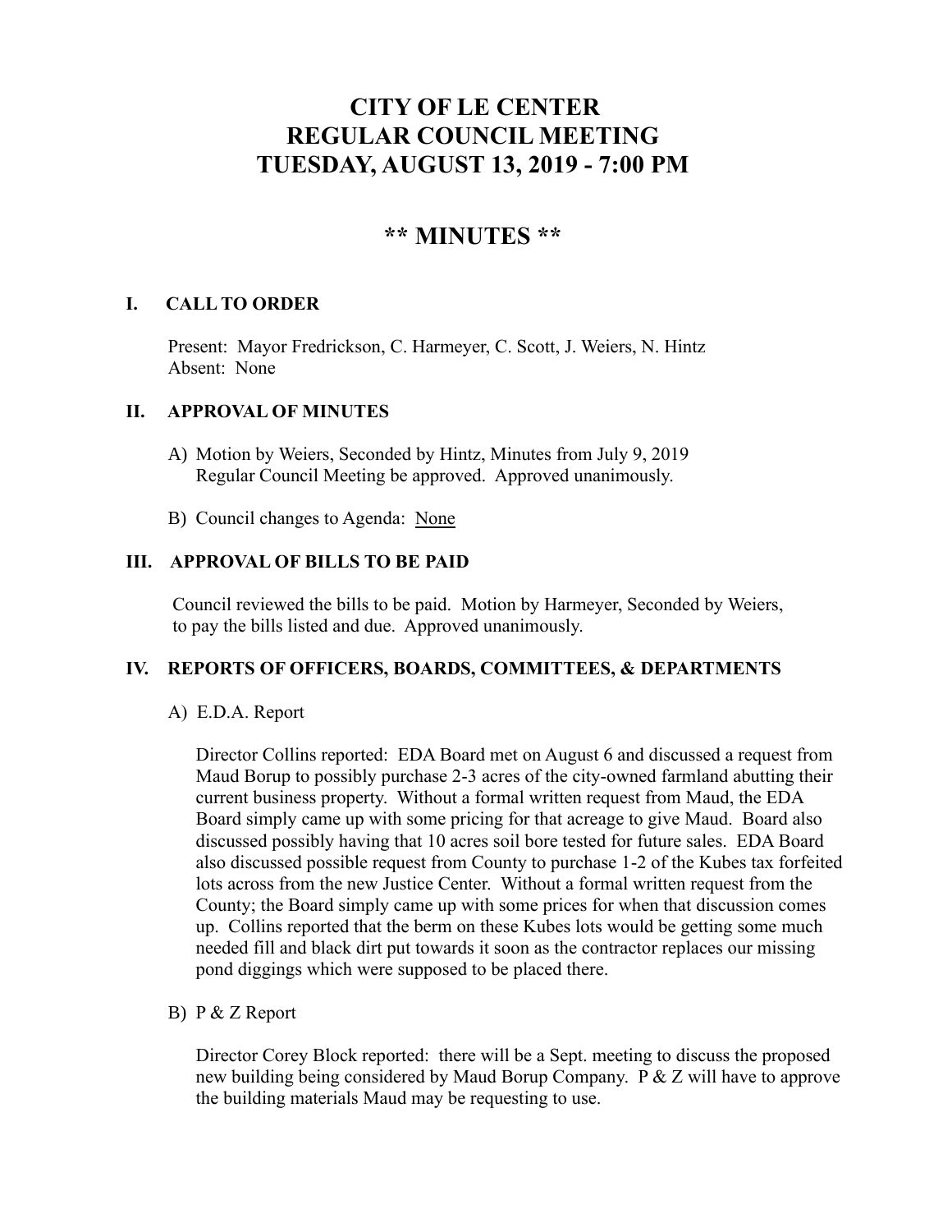# CITY OF LE CENTER
# REGULAR COUNCIL MEETING
# TUESDAY, AUGUST 13, 2019 - 7:00 PM

## ** MINUTES **

### I. CALL TO ORDER

Present: Mayor Fredrickson, C. Harmeyer, C. Scott, J. Weiers, N. Hintz
Absent: None

### II. APPROVAL OF MINUTES

A) Motion by Weiers, Seconded by Hintz, Minutes from July 9, 2019 Regular Council Meeting be approved. Approved unanimously.

B) Council changes to Agenda: <u>None</u>

### III. APPROVAL OF BILLS TO BE PAID

Council reviewed the bills to be paid. Motion by Harmeyer, Seconded by Weiers, to pay the bills listed and due. Approved unanimously.

### IV. REPORTS OF OFFICERS, BOARDS, COMMITTEES, & DEPARTMENTS

A) E.D.A. Report

Director Collins reported: EDA Board met on August 6 and discussed a request from Maud Borup to possibly purchase 2-3 acres of the city-owned farmland abutting their current business property. Without a formal written request from Maud, the EDA Board simply came up with some pricing for that acreage to give Maud. Board also discussed possibly having that 10 acres soil bore tested for future sales. EDA Board also discussed possible request from County to purchase 1-2 of the Kubes tax forfeited lots across from the new Justice Center. Without a formal written request from the County; the Board simply came up with some prices for when that discussion comes up. Collins reported that the berm on these Kubes lots would be getting some much needed fill and black dirt put towards it soon as the contractor replaces our missing pond diggings which were supposed to be placed there.

B) P & Z Report

Director Corey Block reported: there will be a Sept. meeting to discuss the proposed new building being considered by Maud Borup Company. P & Z will have to approve the building materials Maud may be requesting to use.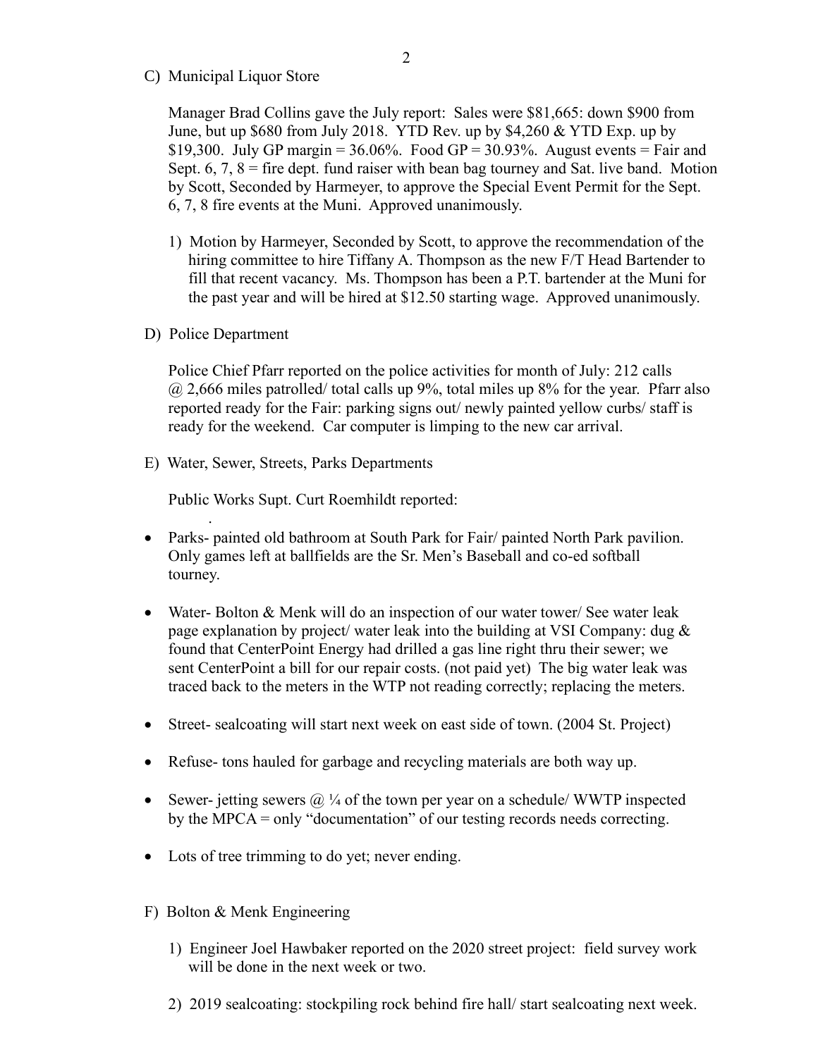C) Municipal Liquor Store

Manager Brad Collins gave the July report: Sales were $81,665: down $900 from June, but up $680 from July 2018. YTD Rev. up by $4,260 & YTD Exp. up by $19,300. July GP margin = 36.06%. Food GP = 30.93%. August events = Fair and Sept. 6, 7, 8 = fire dept. fund raiser with bean bag tourney and Sat. live band. Motion by Scott, Seconded by Harmeyer, to approve the Special Event Permit for the Sept. 6, 7, 8 fire events at the Muni. Approved unanimously.

1) Motion by Harmeyer, Seconded by Scott, to approve the recommendation of the hiring committee to hire Tiffany A. Thompson as the new F/T Head Bartender to fill that recent vacancy. Ms. Thompson has been a P.T. bartender at the Muni for the past year and will be hired at $12.50 starting wage. Approved unanimously.

D) Police Department

Police Chief Pfarr reported on the police activities for month of July: 212 calls @ 2,666 miles patrolled/ total calls up 9%, total miles up 8% for the year. Pfarr also reported ready for the Fair: parking signs out/ newly painted yellow curbs/ staff is ready for the weekend. Car computer is limping to the new car arrival.

E) Water, Sewer, Streets, Parks Departments

Public Works Supt. Curt Roemhildt reported:

- Parks- painted old bathroom at South Park for Fair/ painted North Park pavilion. Only games left at ballfields are the Sr. Men's Baseball and co-ed softball tourney.
- Water- Bolton & Menk will do an inspection of our water tower/ See water leak page explanation by project/ water leak into the building at VSI Company: dug & found that CenterPoint Energy had drilled a gas line right thru their sewer; we sent CenterPoint a bill for our repair costs. (not paid yet) The big water leak was traced back to the meters in the WTP not reading correctly; replacing the meters.
- Street- sealcoating will start next week on east side of town. (2004 St. Project)
- Refuse- tons hauled for garbage and recycling materials are both way up.
- Sewer- jetting sewers @ ¼ of the town per year on a schedule/ WWTP inspected by the MPCA = only "documentation" of our testing records needs correcting.
- Lots of tree trimming to do yet; never ending.

F) Bolton & Menk Engineering

1) Engineer Joel Hawbaker reported on the 2020 street project: field survey work will be done in the next week or two.

2) 2019 sealcoating: stockpiling rock behind fire hall/ start sealcoating next week.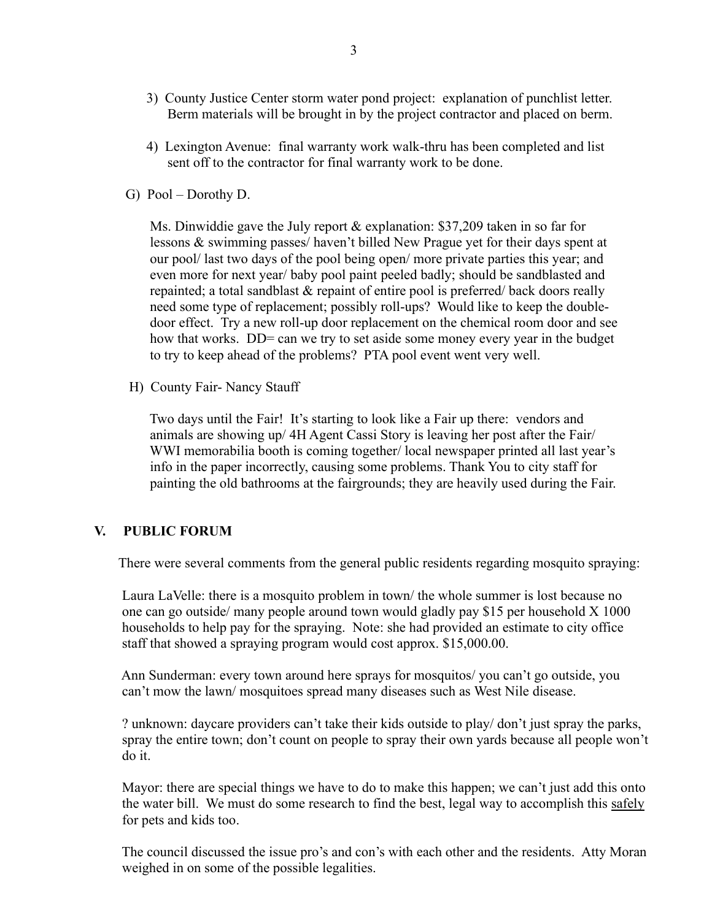3) County Justice Center storm water pond project: explanation of punchlist letter. Berm materials will be brought in by the project contractor and placed on berm.

4) Lexington Avenue: final warranty work walk-thru has been completed and list sent off to the contractor for final warranty work to be done.

G) Pool – Dorothy D.

Ms. Dinwiddie gave the July report & explanation: $37,209 taken in so far for lessons & swimming passes/ haven't billed New Prague yet for their days spent at our pool/ last two days of the pool being open/ more private parties this year; and even more for next year/ baby pool paint peeled badly; should be sandblasted and repainted; a total sandblast & repaint of entire pool is preferred/ back doors really need some type of replacement; possibly roll-ups? Would like to keep the double-door effect. Try a new roll-up door replacement on the chemical room door and see how that works. DD= can we try to set aside some money every year in the budget to try to keep ahead of the problems? PTA pool event went very well.

H) County Fair- Nancy Stauff

Two days until the Fair! It's starting to look like a Fair up there: vendors and animals are showing up/ 4H Agent Cassi Story is leaving her post after the Fair/ WWI memorabilia booth is coming together/ local newspaper printed all last year's info in the paper incorrectly, causing some problems. Thank You to city staff for painting the old bathrooms at the fairgrounds; they are heavily used during the Fair.

## V. PUBLIC FORUM

There were several comments from the general public residents regarding mosquito spraying:

Laura LaVelle: there is a mosquito problem in town/ the whole summer is lost because no one can go outside/ many people around town would gladly pay $15 per household X 1000 households to help pay for the spraying. Note: she had provided an estimate to city office staff that showed a spraying program would cost approx. $15,000.00.

Ann Sunderman: every town around here sprays for mosquitos/ you can't go outside, you can't mow the lawn/ mosquitoes spread many diseases such as West Nile disease.

? unknown: daycare providers can't take their kids outside to play/ don't just spray the parks, spray the entire town; don't count on people to spray their own yards because all people won't do it.

Mayor: there are special things we have to do to make this happen; we can't just add this onto the water bill. We must do some research to find the best, legal way to accomplish this <u>safely</u> for pets and kids too.

The council discussed the issue pro's and con's with each other and the residents. Atty Moran weighed in on some of the possible legalities.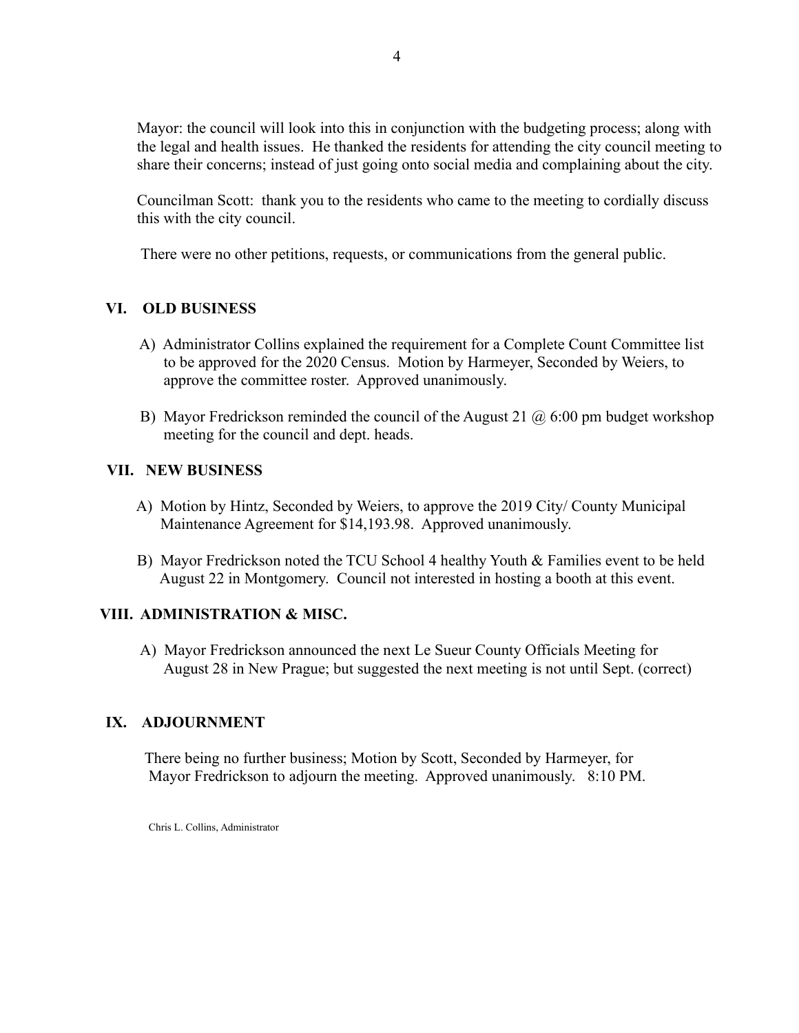Mayor: the council will look into this in conjunction with the budgeting process; along with the legal and health issues. He thanked the residents for attending the city council meeting to share their concerns; instead of just going onto social media and complaining about the city.

Councilman Scott: thank you to the residents who came to the meeting to cordially discuss this with the city council.

There were no other petitions, requests, or communications from the general public.

## VI. OLD BUSINESS

A) Administrator Collins explained the requirement for a Complete Count Committee list to be approved for the 2020 Census. Motion by Harmeyer, Seconded by Weiers, to approve the committee roster. Approved unanimously.

B) Mayor Fredrickson reminded the council of the August 21 @ 6:00 pm budget workshop meeting for the council and dept. heads.

## VII. NEW BUSINESS

A) Motion by Hintz, Seconded by Weiers, to approve the 2019 City/ County Municipal Maintenance Agreement for $14,193.98. Approved unanimously.

B) Mayor Fredrickson noted the TCU School 4 healthy Youth & Families event to be held August 22 in Montgomery. Council not interested in hosting a booth at this event.

## VIII. ADMINISTRATION & MISC.

A) Mayor Fredrickson announced the next Le Sueur County Officials Meeting for August 28 in New Prague; but suggested the next meeting is not until Sept. (correct)

## IX. ADJOURNMENT

There being no further business; Motion by Scott, Seconded by Harmeyer, for Mayor Fredrickson to adjourn the meeting. Approved unanimously. 8:10 PM.

Chris L. Collins, Administrator